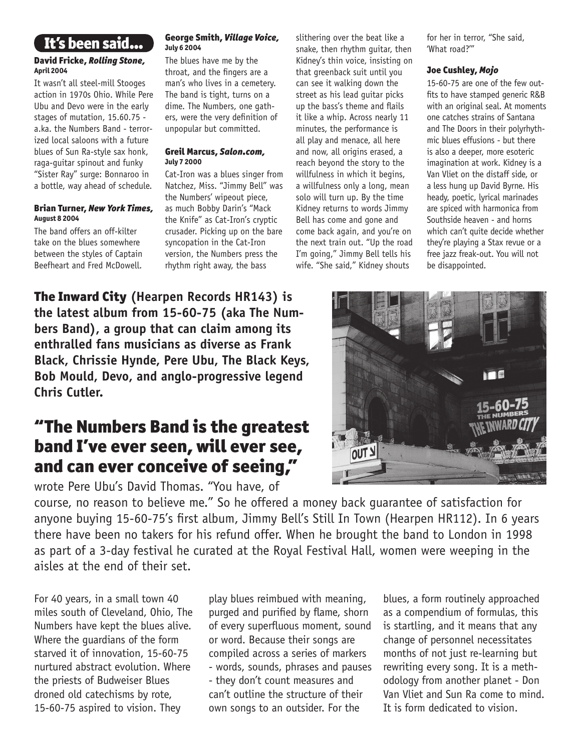## It's been said...

**David Fricke, *Rolling Stone,* April 2004**

It wasn't all steel-mill Stooges action in 1970s Ohio. While Pere Ubu and Devo were in the early stages of mutation, 15.60.75 - a.ka. the Numbers Band - terrorized local saloons with a future blues of Sun Ra-style sax honk, raga-guitar spinout and funky "Sister Ray" surge: Bonnaroo in a bottle, way ahead of schedule.

**Brian Turner, *New York Times,* August 8 2004**

The band offers an off-kilter take on the blues somewhere between the styles of Captain Beefheart and Fred McDowell.

**George Smith, *Village Voice,* July 6 2004**

The blues have me by the throat, and the fingers are a man's who lives in a cemetery. The band is tight, turns on a dime. The Numbers, one gathers, were the very definition of unpopular but committed.

**Greil Marcus, *Salon.com,* July 7 2000**

Cat-Iron was a blues singer from Natchez, Miss. "Jimmy Bell" was the Numbers' wipeout piece, as much Bobby Darin's "Mack the Knife" as Cat-Iron's cryptic crusader. Picking up on the bare syncopation in the Cat-Iron version, the Numbers press the rhythm right away, the bass slithering over the beat like a snake, then rhythm guitar, then Kidney's thin voice, insisting on that greenback suit until you can see it walking down the street as his lead guitar picks up the bass's theme and flails it like a whip. Across nearly 11 minutes, the performance is all play and menace, all here and now, all origins erased, a reach beyond the story to the willfulness in which it begins, a willfulness only a long, mean solo will turn up. By the time Kidney returns to words Jimmy Bell has come and gone and come back again, and you're on the next train out. "Up the road I'm going," Jimmy Bell tells his wife. "She said," Kidney shouts for her in terror, "She said, 'What road?'"

**Joe Cushley, *Mojo***

15-60-75 are one of the few outfits to have stamped generic R&B with an original seal. At moments one catches strains of Santana and The Doors in their polyrhythmic blues effusions - but there is also a deeper, more esoteric imagination at work. Kidney is a Van Vliet on the distaff side, or a less hung up David Byrne. His heady, poetic, lyrical marinades are spiced with harmonica from Southside heaven - and horns which can't quite decide whether they're playing a Stax revue or a free jazz freak-out. You will not be disappointed.

**The Inward City (Hearpen Records HR143) is the latest album from 15-60-75 (aka The Numbers Band), a group that can claim among its enthralled fans musicians as diverse as Frank Black, Chrissie Hynde, Pere Ubu, The Black Keys, Bob Mould, Devo, and anglo-progressive legend Chris Cutler.**

## "The Numbers Band is the greatest band I've ever seen, will ever see, and can ever conceive of seeing,"

wrote Pere Ubu's David Thomas. "You have, of course, no reason to believe me." So he offered a money back guarantee of satisfaction for anyone buying 15-60-75's first album, Jimmy Bell's Still In Town (Hearpen HR112). In 6 years there have been no takers for his refund offer. When he brought the band to London in 1998 as part of a 3-day festival he curated at the Royal Festival Hall, women were weeping in the aisles at the end of their set.

For 40 years, in a small town 40 miles south of Cleveland, Ohio, The Numbers have kept the blues alive. Where the guardians of the form starved it of innovation, 15-60-75 nurtured abstract evolution. Where the priests of Budweiser Blues droned old catechisms by rote, 15-60-75 aspired to vision. They play blues reimbued with meaning, purged and purified by flame, shorn of every superfluous moment, sound or word. Because their songs are compiled across a series of markers - words, sounds, phrases and pauses - they don't count measures and can't outline the structure of their own songs to an outsider. For the blues, a form routinely approached as a compendium of formulas, this is startling, and it means that any change of personnel necessitates months of not just re-learning but rewriting every song. It is a methodology from another planet - Don Van Vliet and Sun Ra come to mind. It is form dedicated to vision.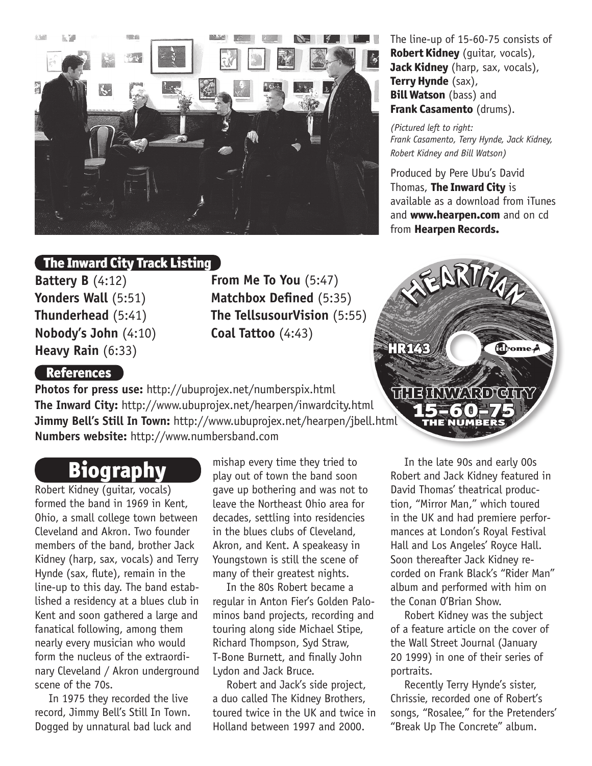The line-up of 15-60-75 consists of **Robert Kidney** (guitar, vocals), **Jack Kidney** (harp, sax, vocals), **Terry Hynde** (sax), **Bill Watson** (bass) and **Frank Casamento** (drums).

*(Pictured left to right: Frank Casamento, Terry Hynde, Jack Kidney, Robert Kidney and Bill Watson)*

Produced by Pere Ubu's David Thomas, **The Inward City** is available as a download from iTunes and **www.hearpen.com** and on cd from **Hearpen Records.**

## The Inward City Track Listing

**Battery B** (4:12)
**Yonders Wall** (5:51)
**Thunderhead** (5:41)
**Nobody's John** (4:10)
**Heavy Rain** (6:33)
**From Me To You** (5:47)
**Matchbox Defined** (5:35)
**The TellsusourVision** (5:55)
**Coal Tattoo** (4:43)

## References

**Photos for press use:** http://ubuprojex.net/numberspix.html
**The Inward City:** http://www.ubuprojex.net/hearpen/inwardcity.html
**Jimmy Bell's Still In Town:** http://www.ubuprojex.net/hearpen/jbell.html
**Numbers website:** http://www.numbersband.com

# Biography

Robert Kidney (guitar, vocals) formed the band in 1969 in Kent, Ohio, a small college town between Cleveland and Akron. Two founder members of the band, brother Jack Kidney (harp, sax, vocals) and Terry Hynde (sax, flute), remain in the line-up to this day. The band established a residency at a blues club in Kent and soon gathered a large and fanatical following, among them nearly every musician who would form the nucleus of the extraordinary Cleveland / Akron underground scene of the 70s.

In 1975 they recorded the live record, Jimmy Bell's Still In Town. Dogged by unnatural bad luck and mishap every time they tried to play out of town the band soon gave up bothering and was not to leave the Northeast Ohio area for decades, settling into residencies in the blues clubs of Cleveland, Akron, and Kent. A speakeasy in Youngstown is still the scene of many of their greatest nights.

In the 80s Robert became a regular in Anton Fier's Golden Palominos band projects, recording and touring along side Michael Stipe, Richard Thompson, Syd Straw, T-Bone Burnett, and finally John Lydon and Jack Bruce.

Robert and Jack's side project, a duo called The Kidney Brothers, toured twice in the UK and twice in Holland between 1997 and 2000.

In the late 90s and early 00s Robert and Jack Kidney featured in David Thomas' theatrical production, "Mirror Man," which toured in the UK and had premiere performances at London's Royal Festival Hall and Los Angeles' Royce Hall. Soon thereafter Jack Kidney recorded on Frank Black's "Rider Man" album and performed with him on the Conan O'Brian Show.

Robert Kidney was the subject of a feature article on the cover of the Wall Street Journal (January 20 1999) in one of their series of portraits.

Recently Terry Hynde's sister, Chrissie, recorded one of Robert's songs, "Rosalee," for the Pretenders' "Break Up The Concrete" album.